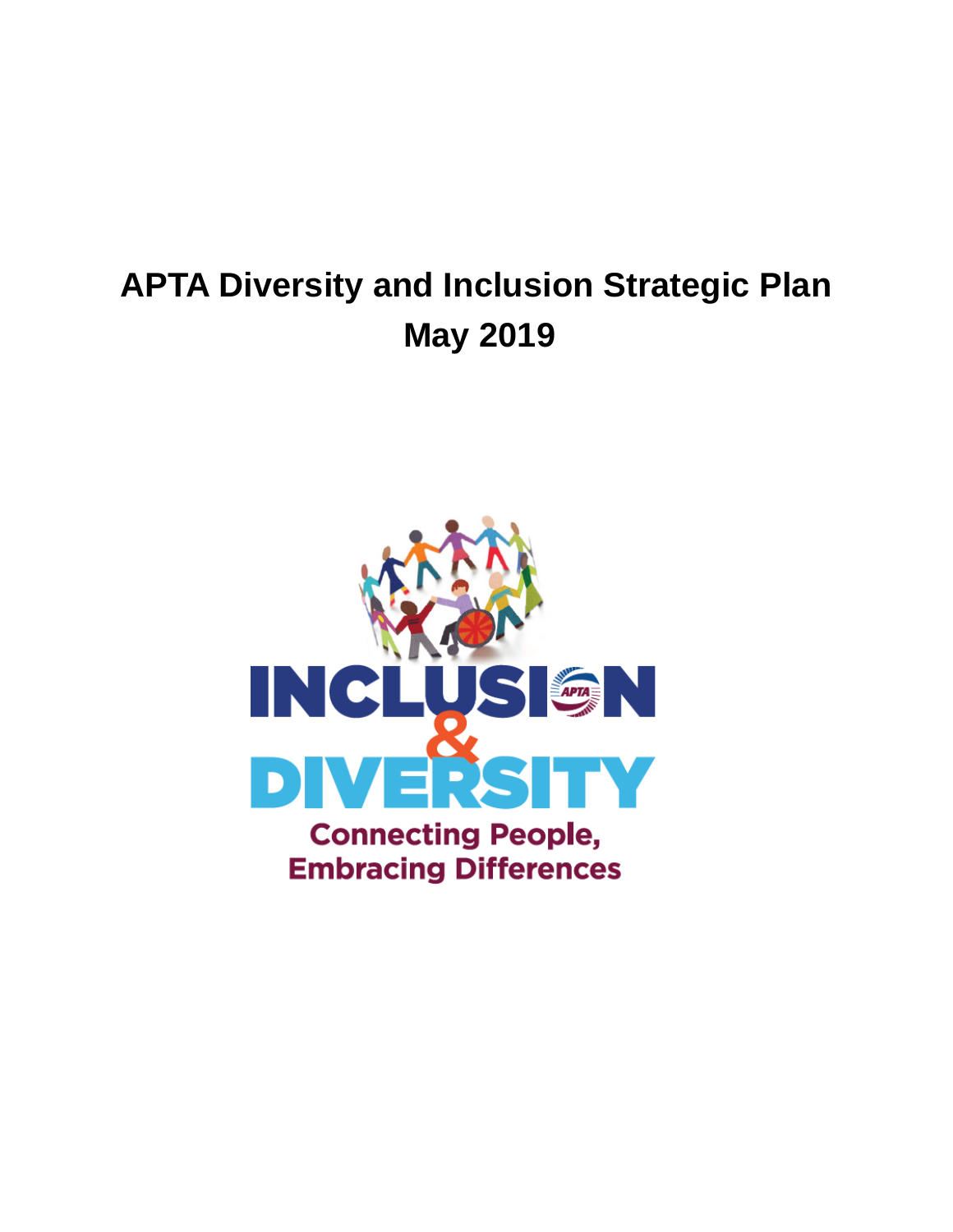# APTA Diversity and Inclusion Strategic Plan
# May 2019

INCLUSION
&
DIVERSITY
Connecting People,
Embracing Differences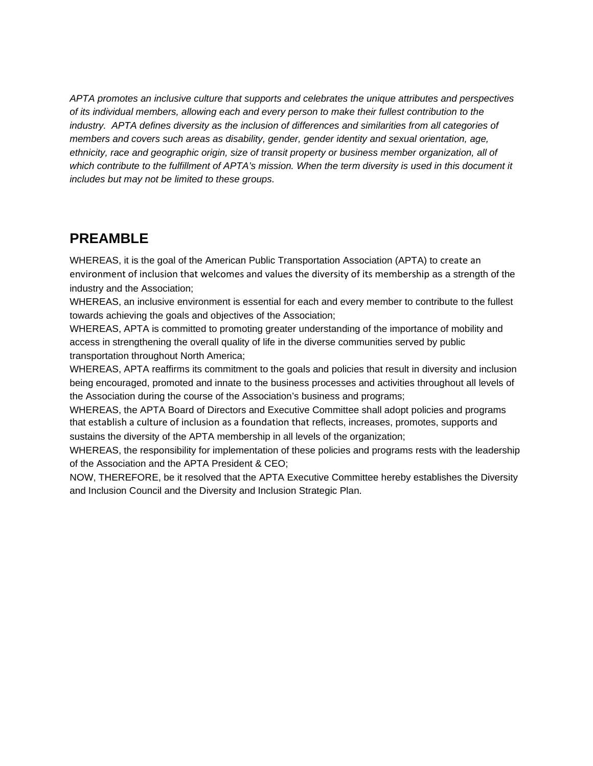*APTA promotes an inclusive culture that supports and celebrates the unique attributes and perspectives of its individual members, allowing each and every person to make their fullest contribution to the industry. APTA defines diversity as the inclusion of differences and similarities from all categories of members and covers such areas as disability, gender, gender identity and sexual orientation, age, ethnicity, race and geographic origin, size of transit property or business member organization, all of which contribute to the fulfillment of APTA's mission. When the term diversity is used in this document it includes but may not be limited to these groups.*

## PREAMBLE

WHEREAS, it is the goal of the American Public Transportation Association (APTA) to create an environment of inclusion that welcomes and values the diversity of its membership as a strength of the industry and the Association;

WHEREAS, an inclusive environment is essential for each and every member to contribute to the fullest towards achieving the goals and objectives of the Association;

WHEREAS, APTA is committed to promoting greater understanding of the importance of mobility and access in strengthening the overall quality of life in the diverse communities served by public transportation throughout North America;

WHEREAS, APTA reaffirms its commitment to the goals and policies that result in diversity and inclusion being encouraged, promoted and innate to the business processes and activities throughout all levels of the Association during the course of the Association's business and programs;

WHEREAS, the APTA Board of Directors and Executive Committee shall adopt policies and programs that establish a culture of inclusion as a foundation that reflects, increases, promotes, supports and sustains the diversity of the APTA membership in all levels of the organization;

WHEREAS, the responsibility for implementation of these policies and programs rests with the leadership of the Association and the APTA President & CEO;

NOW, THEREFORE, be it resolved that the APTA Executive Committee hereby establishes the Diversity and Inclusion Council and the Diversity and Inclusion Strategic Plan.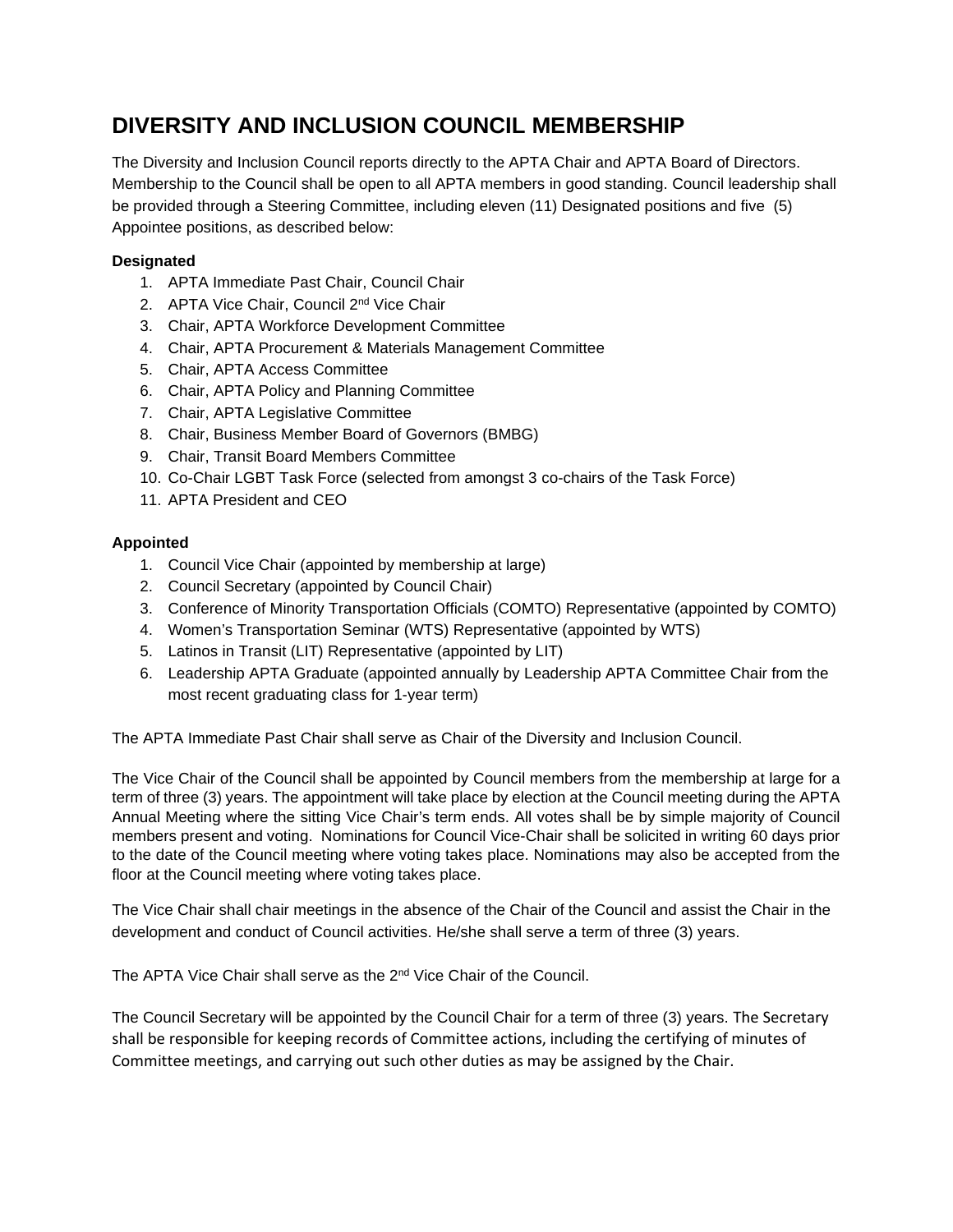# DIVERSITY AND INCLUSION COUNCIL MEMBERSHIP

The Diversity and Inclusion Council reports directly to the APTA Chair and APTA Board of Directors. Membership to the Council shall be open to all APTA members in good standing. Council leadership shall be provided through a Steering Committee, including eleven (11) Designated positions and five (5) Appointee positions, as described below:

**Designated**

1. APTA Immediate Past Chair, Council Chair
2. APTA Vice Chair, Council 2nd Vice Chair
3. Chair, APTA Workforce Development Committee
4. Chair, APTA Procurement & Materials Management Committee
5. Chair, APTA Access Committee
6. Chair, APTA Policy and Planning Committee
7. Chair, APTA Legislative Committee
8. Chair, Business Member Board of Governors (BMBG)
9. Chair, Transit Board Members Committee
10. Co-Chair LGBT Task Force (selected from amongst 3 co-chairs of the Task Force)
11. APTA President and CEO

**Appointed**

1. Council Vice Chair (appointed by membership at large)
2. Council Secretary (appointed by Council Chair)
3. Conference of Minority Transportation Officials (COMTO) Representative (appointed by COMTO)
4. Women's Transportation Seminar (WTS) Representative (appointed by WTS)
5. Latinos in Transit (LIT) Representative (appointed by LIT)
6. Leadership APTA Graduate (appointed annually by Leadership APTA Committee Chair from the most recent graduating class for 1-year term)

The APTA Immediate Past Chair shall serve as Chair of the Diversity and Inclusion Council.

The Vice Chair of the Council shall be appointed by Council members from the membership at large for a term of three (3) years. The appointment will take place by election at the Council meeting during the APTA Annual Meeting where the sitting Vice Chair's term ends. All votes shall be by simple majority of Council members present and voting. Nominations for Council Vice-Chair shall be solicited in writing 60 days prior to the date of the Council meeting where voting takes place. Nominations may also be accepted from the floor at the Council meeting where voting takes place.

The Vice Chair shall chair meetings in the absence of the Chair of the Council and assist the Chair in the development and conduct of Council activities. He/she shall serve a term of three (3) years.

The APTA Vice Chair shall serve as the 2nd Vice Chair of the Council.

The Council Secretary will be appointed by the Council Chair for a term of three (3) years. The Secretary shall be responsible for keeping records of Committee actions, including the certifying of minutes of Committee meetings, and carrying out such other duties as may be assigned by the Chair.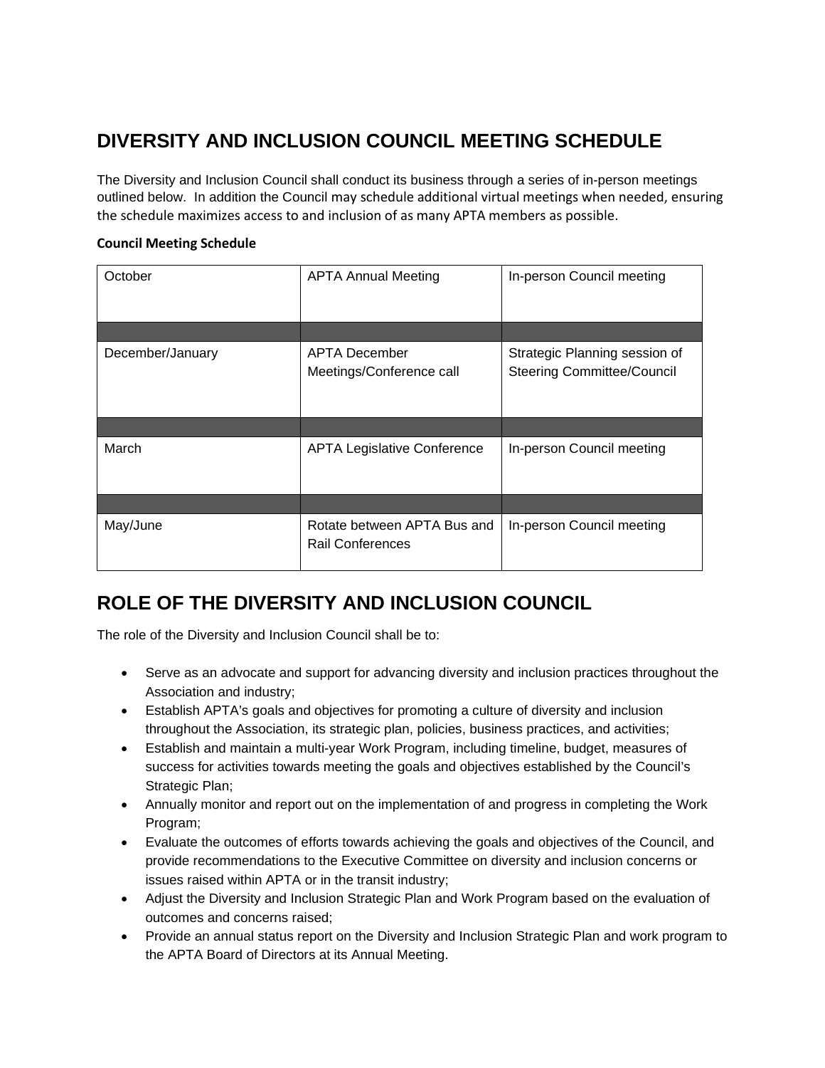## DIVERSITY AND INCLUSION COUNCIL MEETING SCHEDULE

The Diversity and Inclusion Council shall conduct its business through a series of in-person meetings outlined below. In addition the Council may schedule additional virtual meetings when needed, ensuring the schedule maximizes access to and inclusion of as many APTA members as possible.

**Council Meeting Schedule**

| | | |
|---|---|---|
| October | APTA Annual Meeting | In-person Council meeting |
| | | |
| December/January | APTA December Meetings/Conference call | Strategic Planning session of Steering Committee/Council |
| | | |
| March | APTA Legislative Conference | In-person Council meeting |
| | | |
| May/June | Rotate between APTA Bus and Rail Conferences | In-person Council meeting |

## ROLE OF THE DIVERSITY AND INCLUSION COUNCIL

The role of the Diversity and Inclusion Council shall be to:

- Serve as an advocate and support for advancing diversity and inclusion practices throughout the Association and industry;
- Establish APTA's goals and objectives for promoting a culture of diversity and inclusion throughout the Association, its strategic plan, policies, business practices, and activities;
- Establish and maintain a multi-year Work Program, including timeline, budget, measures of success for activities towards meeting the goals and objectives established by the Council's Strategic Plan;
- Annually monitor and report out on the implementation of and progress in completing the Work Program;
- Evaluate the outcomes of efforts towards achieving the goals and objectives of the Council, and provide recommendations to the Executive Committee on diversity and inclusion concerns or issues raised within APTA or in the transit industry;
- Adjust the Diversity and Inclusion Strategic Plan and Work Program based on the evaluation of outcomes and concerns raised;
- Provide an annual status report on the Diversity and Inclusion Strategic Plan and work program to the APTA Board of Directors at its Annual Meeting.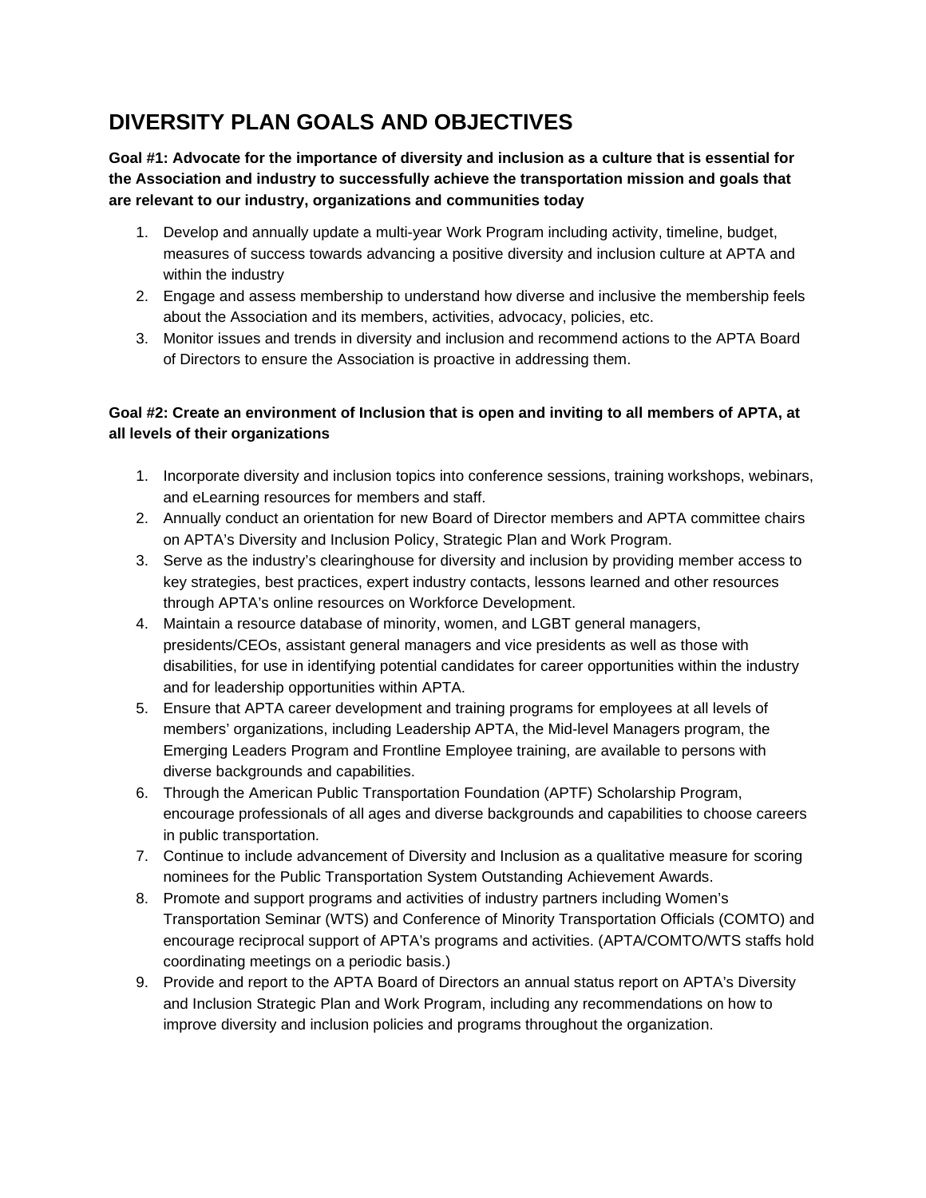# DIVERSITY PLAN GOALS AND OBJECTIVES

**Goal #1: Advocate for the importance of diversity and inclusion as a culture that is essential for the Association and industry to successfully achieve the transportation mission and goals that are relevant to our industry, organizations and communities today**

1. Develop and annually update a multi-year Work Program including activity, timeline, budget, measures of success towards advancing a positive diversity and inclusion culture at APTA and within the industry
2. Engage and assess membership to understand how diverse and inclusive the membership feels about the Association and its members, activities, advocacy, policies, etc.
3. Monitor issues and trends in diversity and inclusion and recommend actions to the APTA Board of Directors to ensure the Association is proactive in addressing them.

**Goal #2: Create an environment of Inclusion that is open and inviting to all members of APTA, at all levels of their organizations**

1. Incorporate diversity and inclusion topics into conference sessions, training workshops, webinars, and eLearning resources for members and staff.
2. Annually conduct an orientation for new Board of Director members and APTA committee chairs on APTA's Diversity and Inclusion Policy, Strategic Plan and Work Program.
3. Serve as the industry's clearinghouse for diversity and inclusion by providing member access to key strategies, best practices, expert industry contacts, lessons learned and other resources through APTA's online resources on Workforce Development.
4. Maintain a resource database of minority, women, and LGBT general managers, presidents/CEOs, assistant general managers and vice presidents as well as those with disabilities, for use in identifying potential candidates for career opportunities within the industry and for leadership opportunities within APTA.
5. Ensure that APTA career development and training programs for employees at all levels of members' organizations, including Leadership APTA, the Mid-level Managers program, the Emerging Leaders Program and Frontline Employee training, are available to persons with diverse backgrounds and capabilities.
6. Through the American Public Transportation Foundation (APTF) Scholarship Program, encourage professionals of all ages and diverse backgrounds and capabilities to choose careers in public transportation.
7. Continue to include advancement of Diversity and Inclusion as a qualitative measure for scoring nominees for the Public Transportation System Outstanding Achievement Awards.
8. Promote and support programs and activities of industry partners including Women's Transportation Seminar (WTS) and Conference of Minority Transportation Officials (COMTO) and encourage reciprocal support of APTA's programs and activities. (APTA/COMTO/WTS staffs hold coordinating meetings on a periodic basis.)
9. Provide and report to the APTA Board of Directors an annual status report on APTA's Diversity and Inclusion Strategic Plan and Work Program, including any recommendations on how to improve diversity and inclusion policies and programs throughout the organization.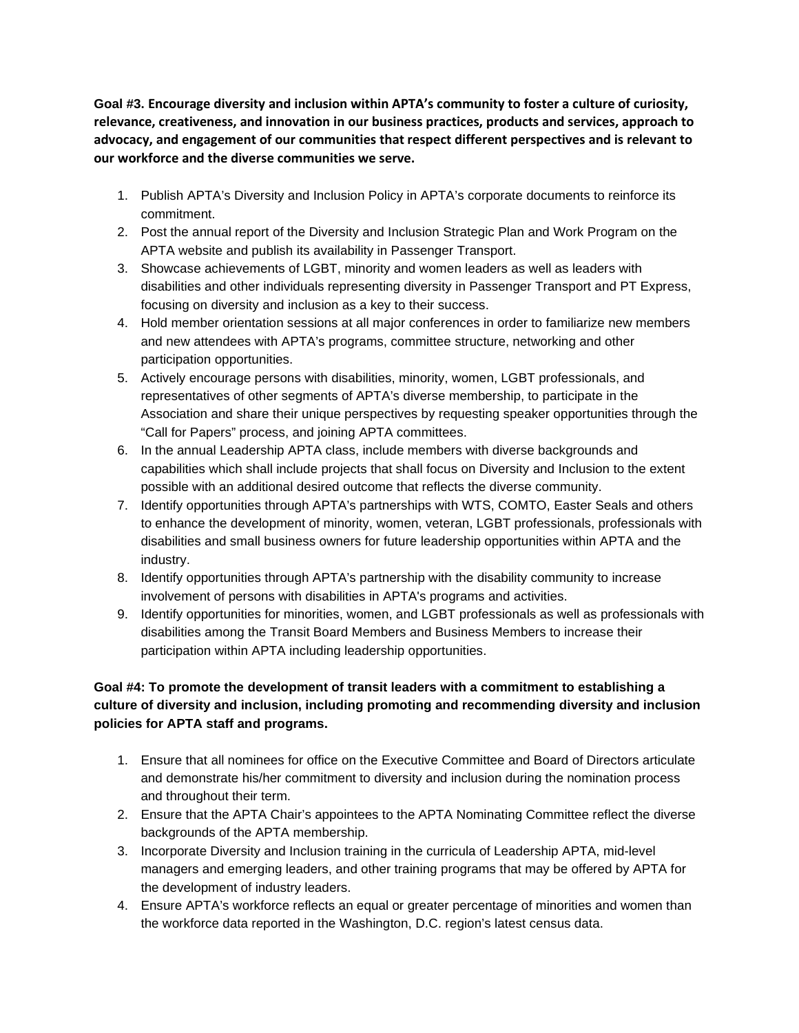**Goal #3. Encourage diversity and inclusion within APTA's community to foster a culture of curiosity, relevance, creativeness, and innovation in our business practices, products and services, approach to advocacy, and engagement of our communities that respect different perspectives and is relevant to our workforce and the diverse communities we serve.**

1. Publish APTA's Diversity and Inclusion Policy in APTA's corporate documents to reinforce its commitment.
2. Post the annual report of the Diversity and Inclusion Strategic Plan and Work Program on the APTA website and publish its availability in Passenger Transport.
3. Showcase achievements of LGBT, minority and women leaders as well as leaders with disabilities and other individuals representing diversity in Passenger Transport and PT Express, focusing on diversity and inclusion as a key to their success.
4. Hold member orientation sessions at all major conferences in order to familiarize new members and new attendees with APTA's programs, committee structure, networking and other participation opportunities.
5. Actively encourage persons with disabilities, minority, women, LGBT professionals, and representatives of other segments of APTA's diverse membership, to participate in the Association and share their unique perspectives by requesting speaker opportunities through the "Call for Papers" process, and joining APTA committees.
6. In the annual Leadership APTA class, include members with diverse backgrounds and capabilities which shall include projects that shall focus on Diversity and Inclusion to the extent possible with an additional desired outcome that reflects the diverse community.
7. Identify opportunities through APTA's partnerships with WTS, COMTO, Easter Seals and others to enhance the development of minority, women, veteran, LGBT professionals, professionals with disabilities and small business owners for future leadership opportunities within APTA and the industry.
8. Identify opportunities through APTA's partnership with the disability community to increase involvement of persons with disabilities in APTA's programs and activities.
9. Identify opportunities for minorities, women, and LGBT professionals as well as professionals with disabilities among the Transit Board Members and Business Members to increase their participation within APTA including leadership opportunities.

**Goal #4: To promote the development of transit leaders with a commitment to establishing a culture of diversity and inclusion, including promoting and recommending diversity and inclusion policies for APTA staff and programs.**

1. Ensure that all nominees for office on the Executive Committee and Board of Directors articulate and demonstrate his/her commitment to diversity and inclusion during the nomination process and throughout their term.
2. Ensure that the APTA Chair's appointees to the APTA Nominating Committee reflect the diverse backgrounds of the APTA membership.
3. Incorporate Diversity and Inclusion training in the curricula of Leadership APTA, mid-level managers and emerging leaders, and other training programs that may be offered by APTA for the development of industry leaders.
4. Ensure APTA's workforce reflects an equal or greater percentage of minorities and women than the workforce data reported in the Washington, D.C. region's latest census data.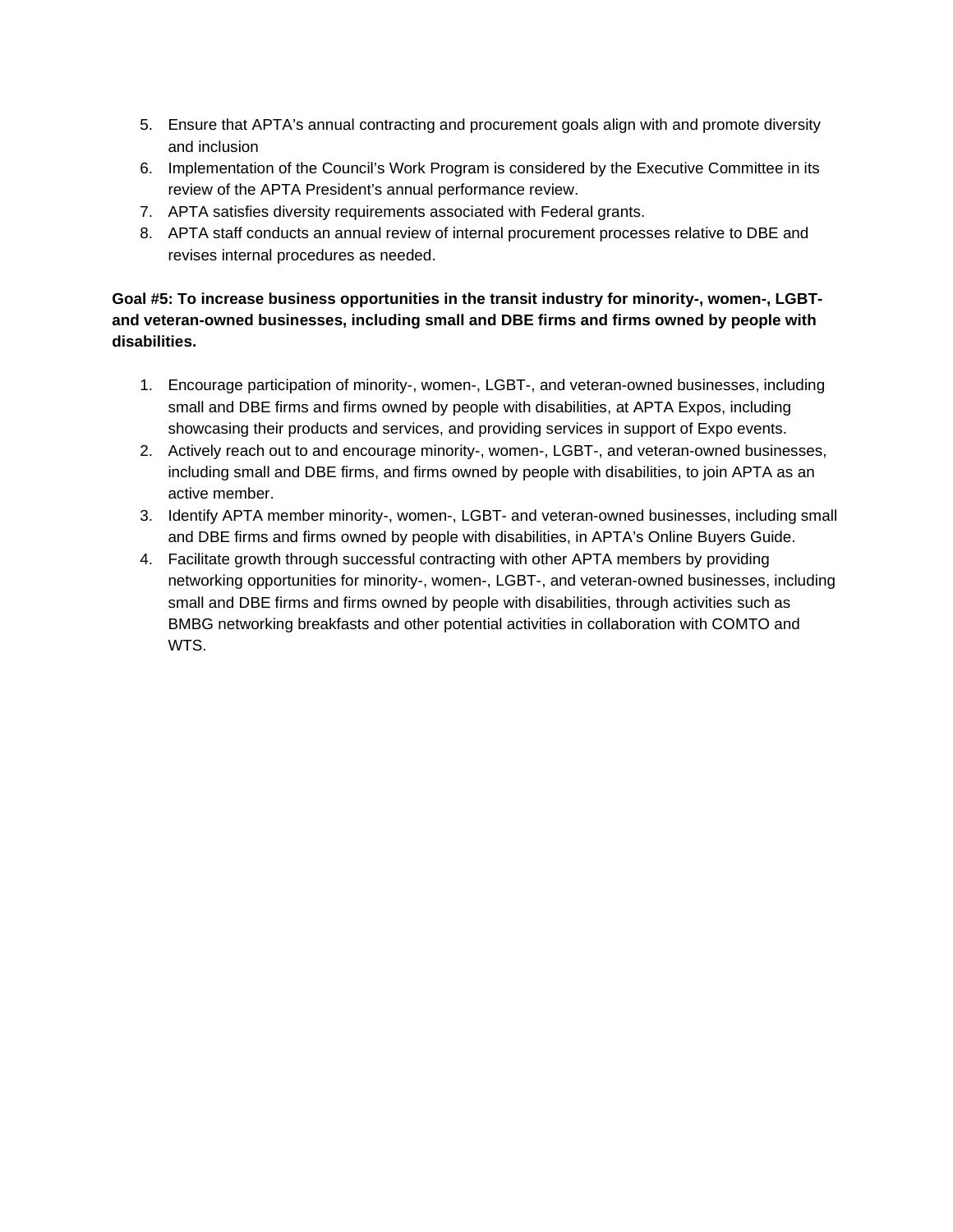5. Ensure that APTA's annual contracting and procurement goals align with and promote diversity and inclusion
6. Implementation of the Council's Work Program is considered by the Executive Committee in its review of the APTA President's annual performance review.
7. APTA satisfies diversity requirements associated with Federal grants.
8. APTA staff conducts an annual review of internal procurement processes relative to DBE and revises internal procedures as needed.

**Goal #5: To increase business opportunities in the transit industry for minority-, women-, LGBT- and veteran-owned businesses, including small and DBE firms and firms owned by people with disabilities.**

1. Encourage participation of minority-, women-, LGBT-, and veteran-owned businesses, including small and DBE firms and firms owned by people with disabilities, at APTA Expos, including showcasing their products and services, and providing services in support of Expo events.
2. Actively reach out to and encourage minority-, women-, LGBT-, and veteran-owned businesses, including small and DBE firms, and firms owned by people with disabilities, to join APTA as an active member.
3. Identify APTA member minority-, women-, LGBT- and veteran-owned businesses, including small and DBE firms and firms owned by people with disabilities, in APTA's Online Buyers Guide.
4. Facilitate growth through successful contracting with other APTA members by providing networking opportunities for minority-, women-, LGBT-, and veteran-owned businesses, including small and DBE firms and firms owned by people with disabilities, through activities such as BMBG networking breakfasts and other potential activities in collaboration with COMTO and WTS.